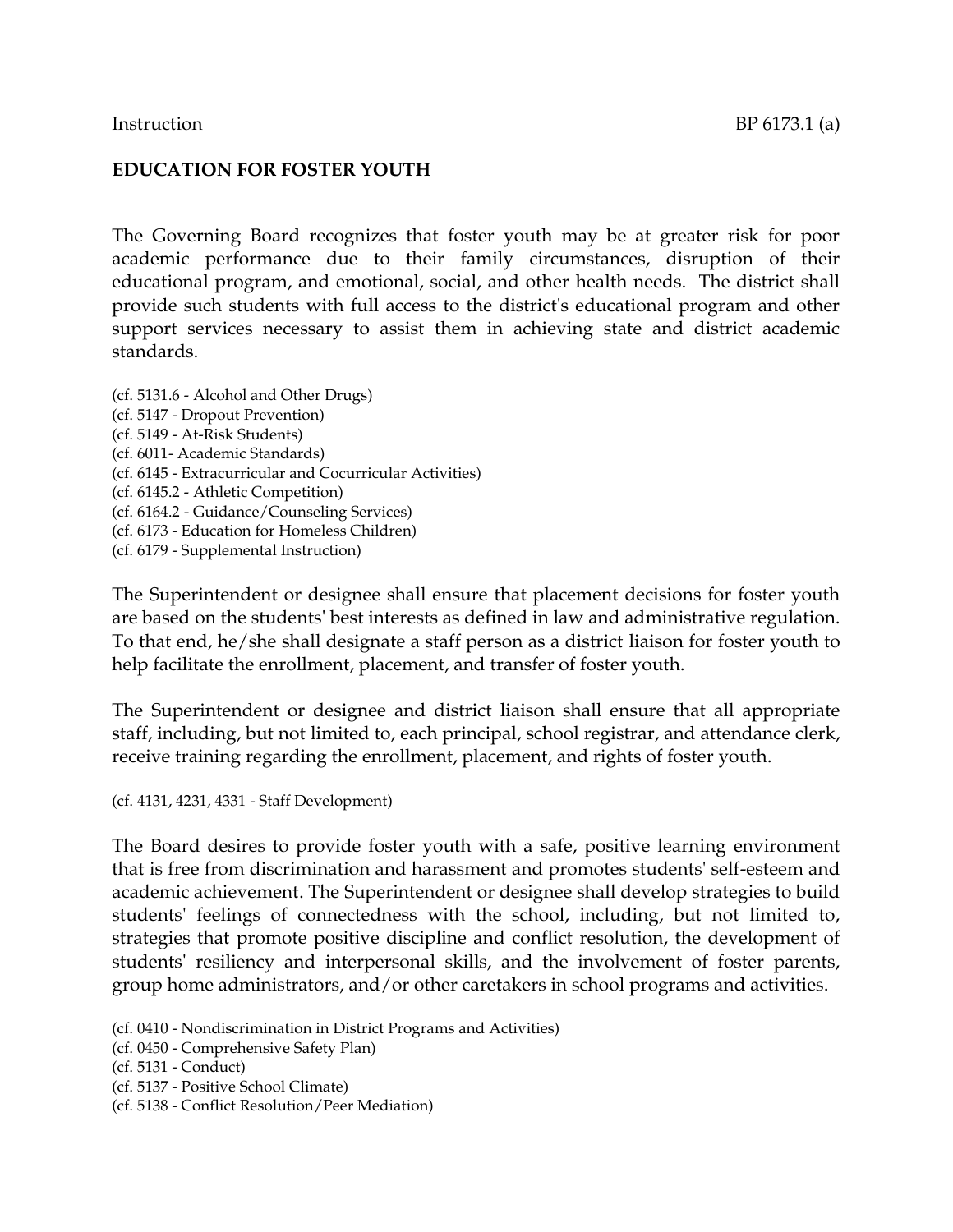Instruction BP 6173.1 (a)

**EDUCATION FOR FOSTER YOUTH**

The Governing Board recognizes that foster youth may be at greater risk for poor academic performance due to their family circumstances, disruption of their educational program, and emotional, social, and other health needs. The district shall provide such students with full access to the district's educational program and other support services necessary to assist them in achieving state and district academic standards.

(cf. 5131.6 - Alcohol and Other Drugs)
(cf. 5147 - Dropout Prevention)
(cf. 5149 - At-Risk Students)
(cf. 6011- Academic Standards)
(cf. 6145 - Extracurricular and Cocurricular Activities)
(cf. 6145.2 - Athletic Competition)
(cf. 6164.2 - Guidance/Counseling Services)
(cf. 6173 - Education for Homeless Children)
(cf. 6179 - Supplemental Instruction)

The Superintendent or designee shall ensure that placement decisions for foster youth are based on the students' best interests as defined in law and administrative regulation. To that end, he/she shall designate a staff person as a district liaison for foster youth to help facilitate the enrollment, placement, and transfer of foster youth.

The Superintendent or designee and district liaison shall ensure that all appropriate staff, including, but not limited to, each principal, school registrar, and attendance clerk, receive training regarding the enrollment, placement, and rights of foster youth.

(cf. 4131, 4231, 4331 - Staff Development)

The Board desires to provide foster youth with a safe, positive learning environment that is free from discrimination and harassment and promotes students' self-esteem and academic achievement. The Superintendent or designee shall develop strategies to build students' feelings of connectedness with the school, including, but not limited to, strategies that promote positive discipline and conflict resolution, the development of students' resiliency and interpersonal skills, and the involvement of foster parents, group home administrators, and/or other caretakers in school programs and activities.

(cf. 0410 - Nondiscrimination in District Programs and Activities)
(cf. 0450 - Comprehensive Safety Plan)
(cf. 5131 - Conduct)
(cf. 5137 - Positive School Climate)
(cf. 5138 - Conflict Resolution/Peer Mediation)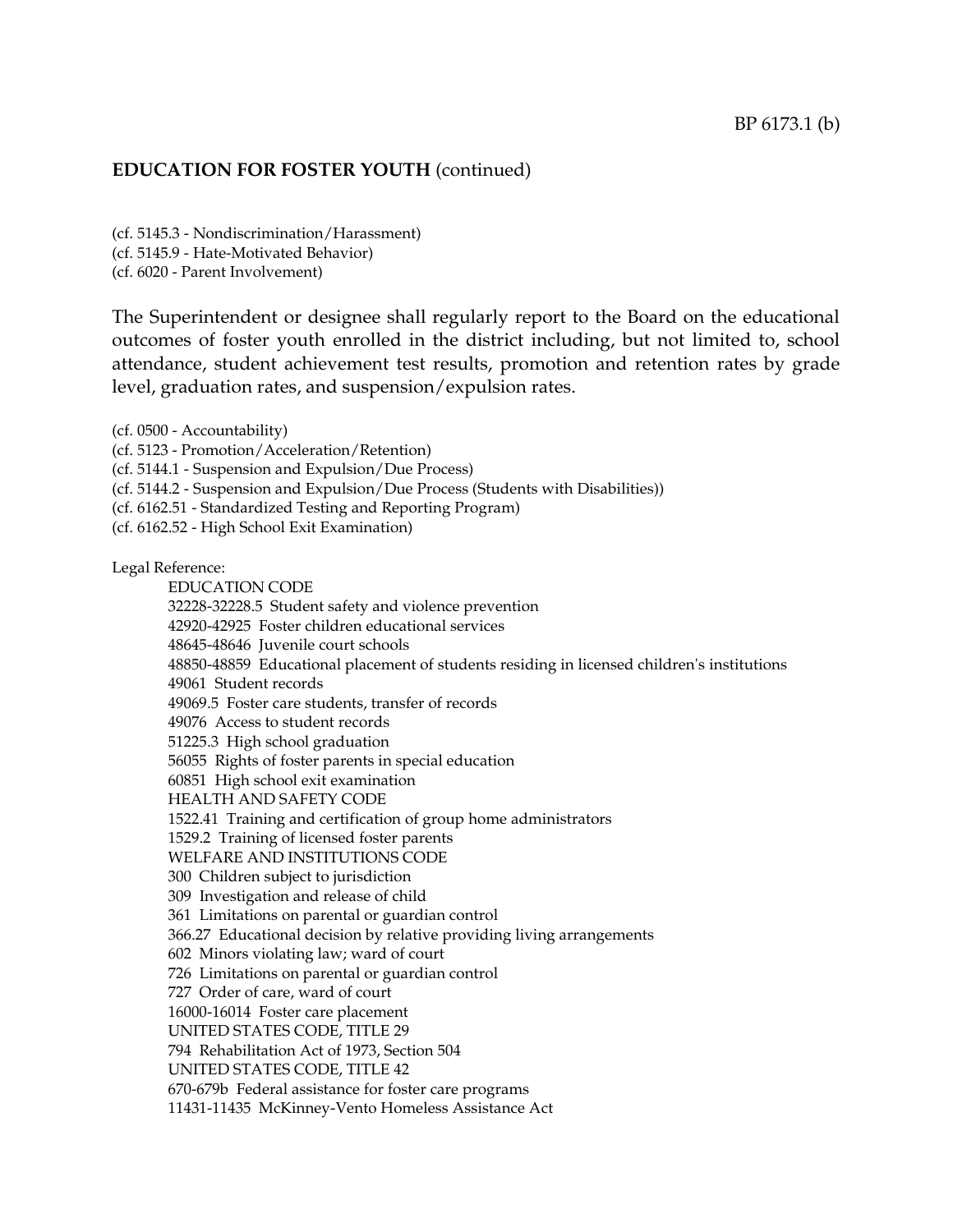## EDUCATION FOR FOSTER YOUTH (continued)

(cf. 5145.3 - Nondiscrimination/Harassment)
(cf. 5145.9 - Hate-Motivated Behavior)
(cf. 6020 - Parent Involvement)

The Superintendent or designee shall regularly report to the Board on the educational outcomes of foster youth enrolled in the district including, but not limited to, school attendance, student achievement test results, promotion and retention rates by grade level, graduation rates, and suspension/expulsion rates.

(cf. 0500 - Accountability)
(cf. 5123 - Promotion/Acceleration/Retention)
(cf. 5144.1 - Suspension and Expulsion/Due Process)
(cf. 5144.2 - Suspension and Expulsion/Due Process (Students with Disabilities))
(cf. 6162.51 - Standardized Testing and Reporting Program)
(cf. 6162.52 - High School Exit Examination)

Legal Reference:

EDUCATION CODE
32228-32228.5 Student safety and violence prevention
42920-42925 Foster children educational services
48645-48646 Juvenile court schools
48850-48859 Educational placement of students residing in licensed children's institutions
49061 Student records
49069.5 Foster care students, transfer of records
49076 Access to student records
51225.3 High school graduation
56055 Rights of foster parents in special education
60851 High school exit examination
HEALTH AND SAFETY CODE
1522.41 Training and certification of group home administrators
1529.2 Training of licensed foster parents
WELFARE AND INSTITUTIONS CODE
300 Children subject to jurisdiction
309 Investigation and release of child
361 Limitations on parental or guardian control
366.27 Educational decision by relative providing living arrangements
602 Minors violating law; ward of court
726 Limitations on parental or guardian control
727 Order of care, ward of court
16000-16014 Foster care placement
UNITED STATES CODE, TITLE 29
794 Rehabilitation Act of 1973, Section 504
UNITED STATES CODE, TITLE 42
670-679b Federal assistance for foster care programs
11431-11435 McKinney-Vento Homeless Assistance Act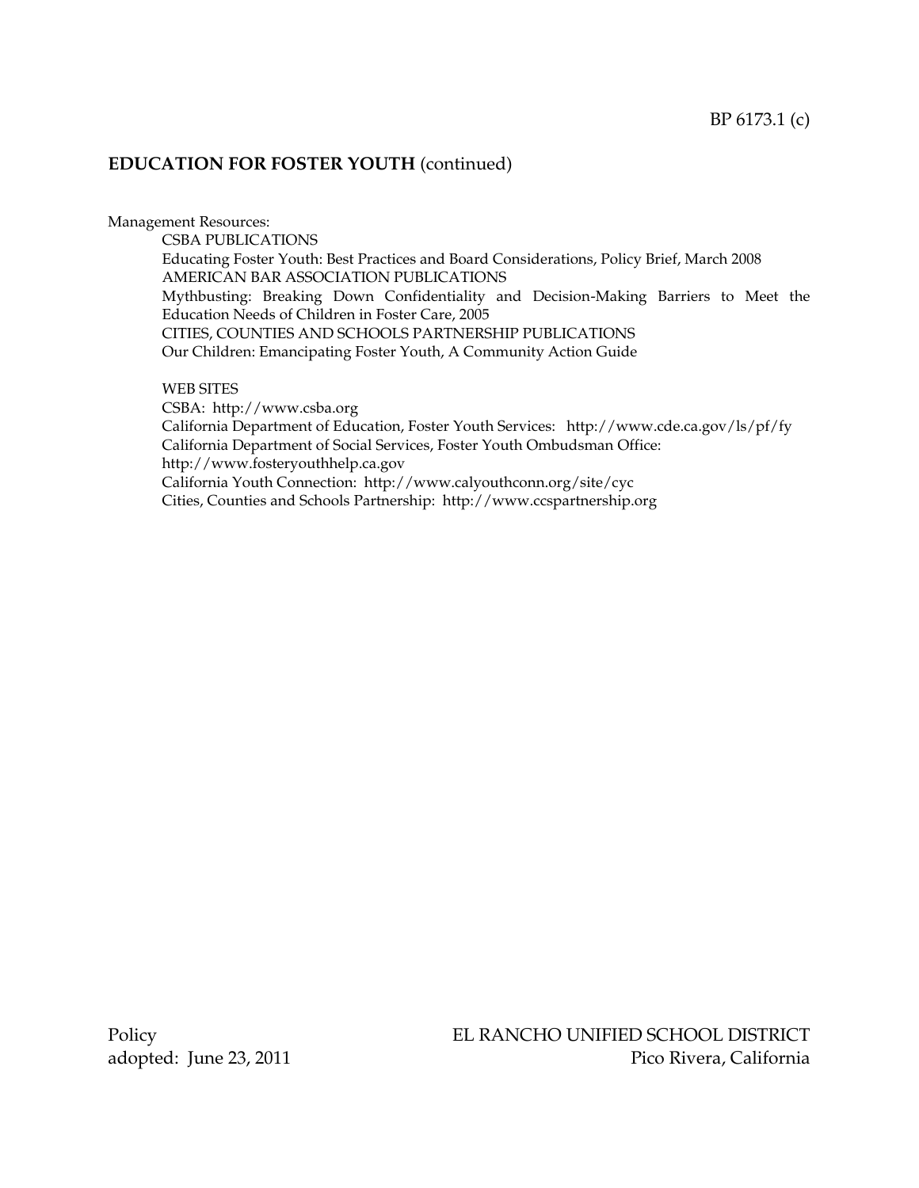**EDUCATION FOR FOSTER YOUTH** (continued)

Management Resources:

CSBA PUBLICATIONS

Educating Foster Youth: Best Practices and Board Considerations, Policy Brief, March 2008

AMERICAN BAR ASSOCIATION PUBLICATIONS

Mythbusting: Breaking Down Confidentiality and Decision-Making Barriers to Meet the Education Needs of Children in Foster Care, 2005

CITIES, COUNTIES AND SCHOOLS PARTNERSHIP PUBLICATIONS

Our Children: Emancipating Foster Youth, A Community Action Guide

WEB SITES

CSBA: http://www.csba.org

California Department of Education, Foster Youth Services: http://www.cde.ca.gov/ls/pf/fy

California Department of Social Services, Foster Youth Ombudsman Office: http://www.fosteryouthhelp.ca.gov

California Youth Connection: http://www.calyouthconn.org/site/cyc

Cities, Counties and Schools Partnership: http://www.ccspartnership.org

Policy
adopted: June 23, 2011

EL RANCHO UNIFIED SCHOOL DISTRICT
Pico Rivera, California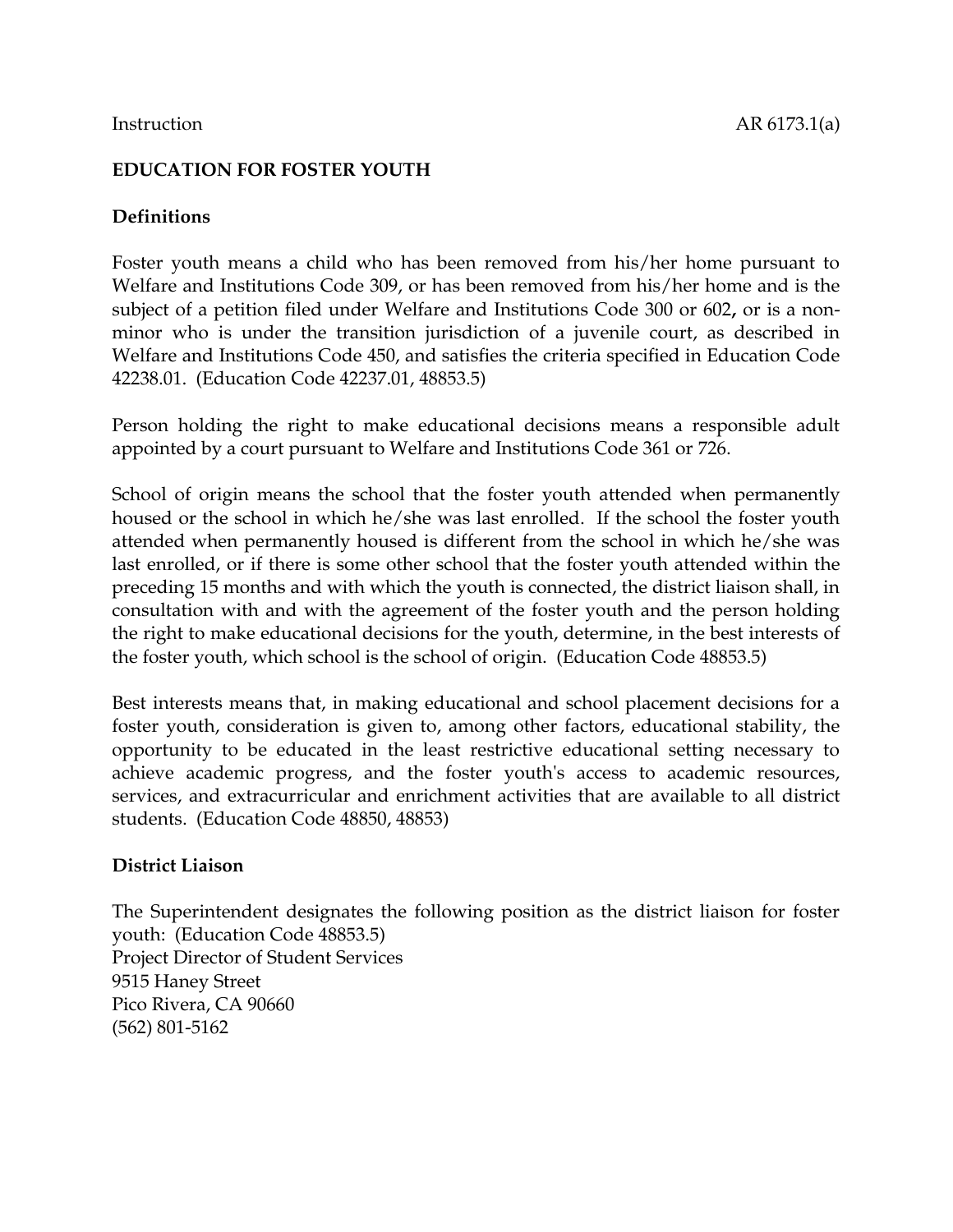Instruction AR 6173.1(a)

**EDUCATION FOR FOSTER YOUTH**

**Definitions**

Foster youth means a child who has been removed from his/her home pursuant to Welfare and Institutions Code 309, or has been removed from his/her home and is the subject of a petition filed under Welfare and Institutions Code 300 or 602**,** or is a non-minor who is under the transition jurisdiction of a juvenile court, as described in Welfare and Institutions Code 450, and satisfies the criteria specified in Education Code 42238.01. (Education Code 42237.01, 48853.5)

Person holding the right to make educational decisions means a responsible adult appointed by a court pursuant to Welfare and Institutions Code 361 or 726.

School of origin means the school that the foster youth attended when permanently housed or the school in which he/she was last enrolled. If the school the foster youth attended when permanently housed is different from the school in which he/she was last enrolled, or if there is some other school that the foster youth attended within the preceding 15 months and with which the youth is connected, the district liaison shall, in consultation with and with the agreement of the foster youth and the person holding the right to make educational decisions for the youth, determine, in the best interests of the foster youth, which school is the school of origin. (Education Code 48853.5)

Best interests means that, in making educational and school placement decisions for a foster youth, consideration is given to, among other factors, educational stability, the opportunity to be educated in the least restrictive educational setting necessary to achieve academic progress, and the foster youth's access to academic resources, services, and extracurricular and enrichment activities that are available to all district students. (Education Code 48850, 48853)

**District Liaison**

The Superintendent designates the following position as the district liaison for foster youth: (Education Code 48853.5)
Project Director of Student Services
9515 Haney Street
Pico Rivera, CA 90660
(562) 801-5162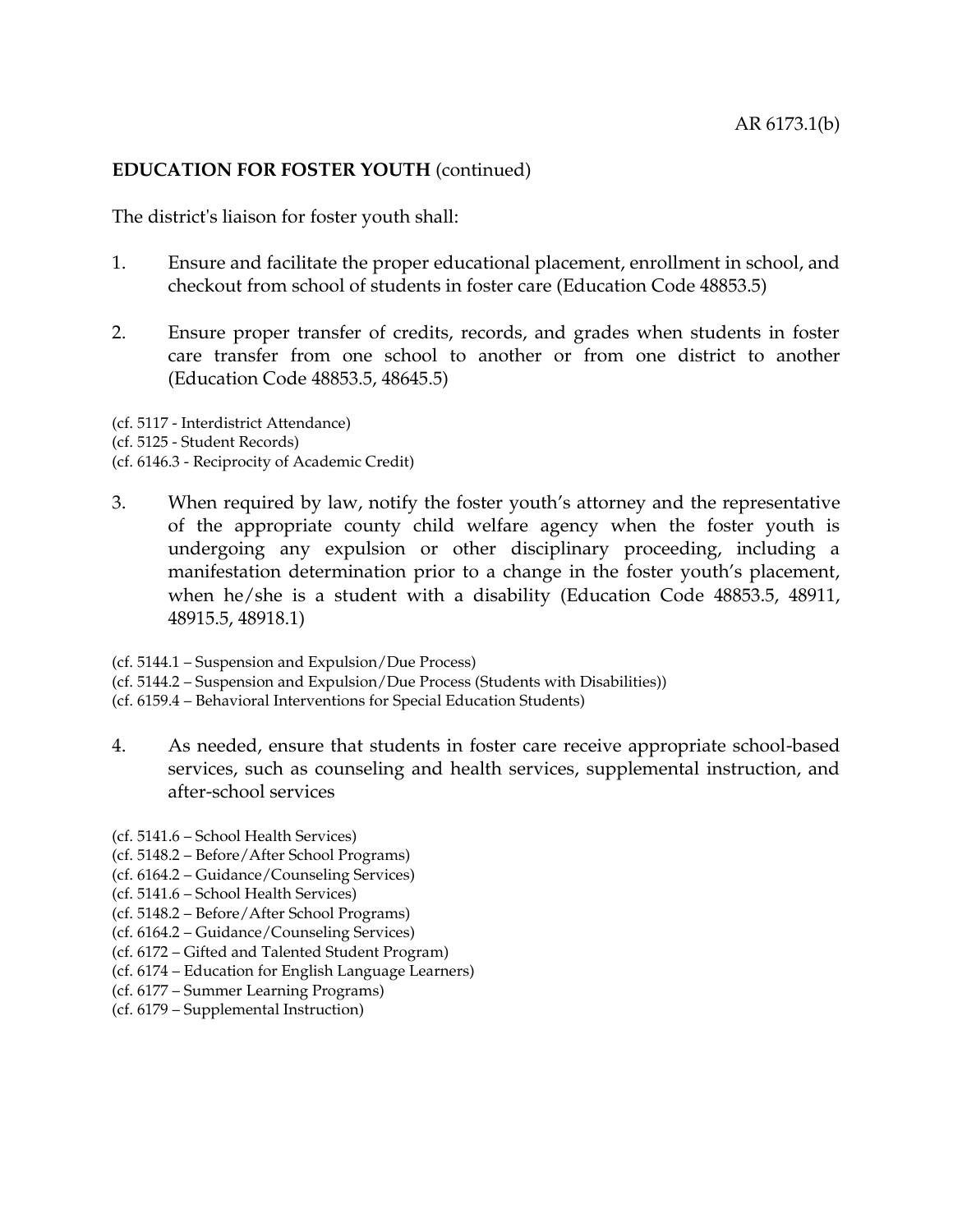**EDUCATION FOR FOSTER YOUTH** (continued)

The district's liaison for foster youth shall:

1. Ensure and facilitate the proper educational placement, enrollment in school, and checkout from school of students in foster care (Education Code 48853.5)

2. Ensure proper transfer of credits, records, and grades when students in foster care transfer from one school to another or from one district to another (Education Code 48853.5, 48645.5)

(cf. 5117 - Interdistrict Attendance)
(cf. 5125 - Student Records)
(cf. 6146.3 - Reciprocity of Academic Credit)

3. When required by law, notify the foster youth's attorney and the representative of the appropriate county child welfare agency when the foster youth is undergoing any expulsion or other disciplinary proceeding, including a manifestation determination prior to a change in the foster youth's placement, when he/she is a student with a disability (Education Code 48853.5, 48911, 48915.5, 48918.1)

(cf. 5144.1 – Suspension and Expulsion/Due Process)
(cf. 5144.2 – Suspension and Expulsion/Due Process (Students with Disabilities))
(cf. 6159.4 – Behavioral Interventions for Special Education Students)

4. As needed, ensure that students in foster care receive appropriate school-based services, such as counseling and health services, supplemental instruction, and after-school services

(cf. 5141.6 – School Health Services)
(cf. 5148.2 – Before/After School Programs)
(cf. 6164.2 – Guidance/Counseling Services)
(cf. 5141.6 – School Health Services)
(cf. 5148.2 – Before/After School Programs)
(cf. 6164.2 – Guidance/Counseling Services)
(cf. 6172 – Gifted and Talented Student Program)
(cf. 6174 – Education for English Language Learners)
(cf. 6177 – Summer Learning Programs)
(cf. 6179 – Supplemental Instruction)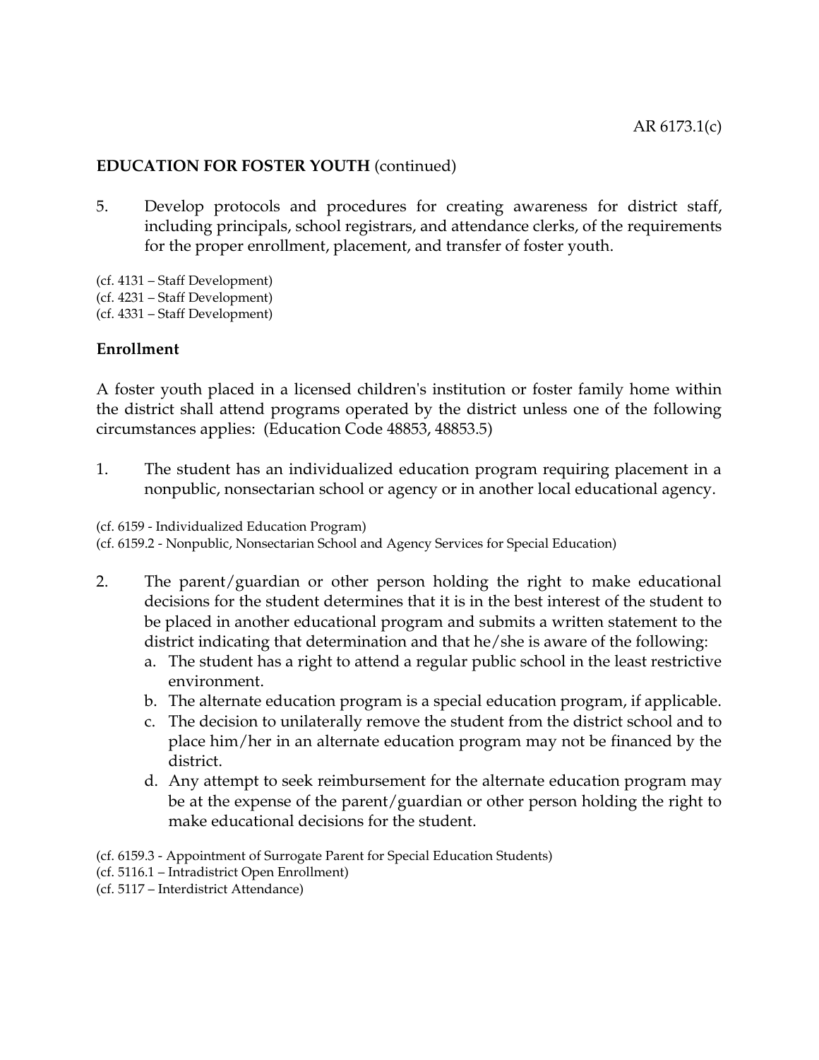**EDUCATION FOR FOSTER YOUTH** (continued)

5. Develop protocols and procedures for creating awareness for district staff, including principals, school registrars, and attendance clerks, of the requirements for the proper enrollment, placement, and transfer of foster youth.

(cf. 4131 – Staff Development)
(cf. 4231 – Staff Development)
(cf. 4331 – Staff Development)

**Enrollment**

A foster youth placed in a licensed children's institution or foster family home within the district shall attend programs operated by the district unless one of the following circumstances applies: (Education Code 48853, 48853.5)

1. The student has an individualized education program requiring placement in a nonpublic, nonsectarian school or agency or in another local educational agency.

(cf. 6159 - Individualized Education Program)
(cf. 6159.2 - Nonpublic, Nonsectarian School and Agency Services for Special Education)

2. The parent/guardian or other person holding the right to make educational decisions for the student determines that it is in the best interest of the student to be placed in another educational program and submits a written statement to the district indicating that determination and that he/she is aware of the following:
   a. The student has a right to attend a regular public school in the least restrictive environment.
   b. The alternate education program is a special education program, if applicable.
   c. The decision to unilaterally remove the student from the district school and to place him/her in an alternate education program may not be financed by the district.
   d. Any attempt to seek reimbursement for the alternate education program may be at the expense of the parent/guardian or other person holding the right to make educational decisions for the student.

(cf. 6159.3 - Appointment of Surrogate Parent for Special Education Students)
(cf. 5116.1 – Intradistrict Open Enrollment)
(cf. 5117 – Interdistrict Attendance)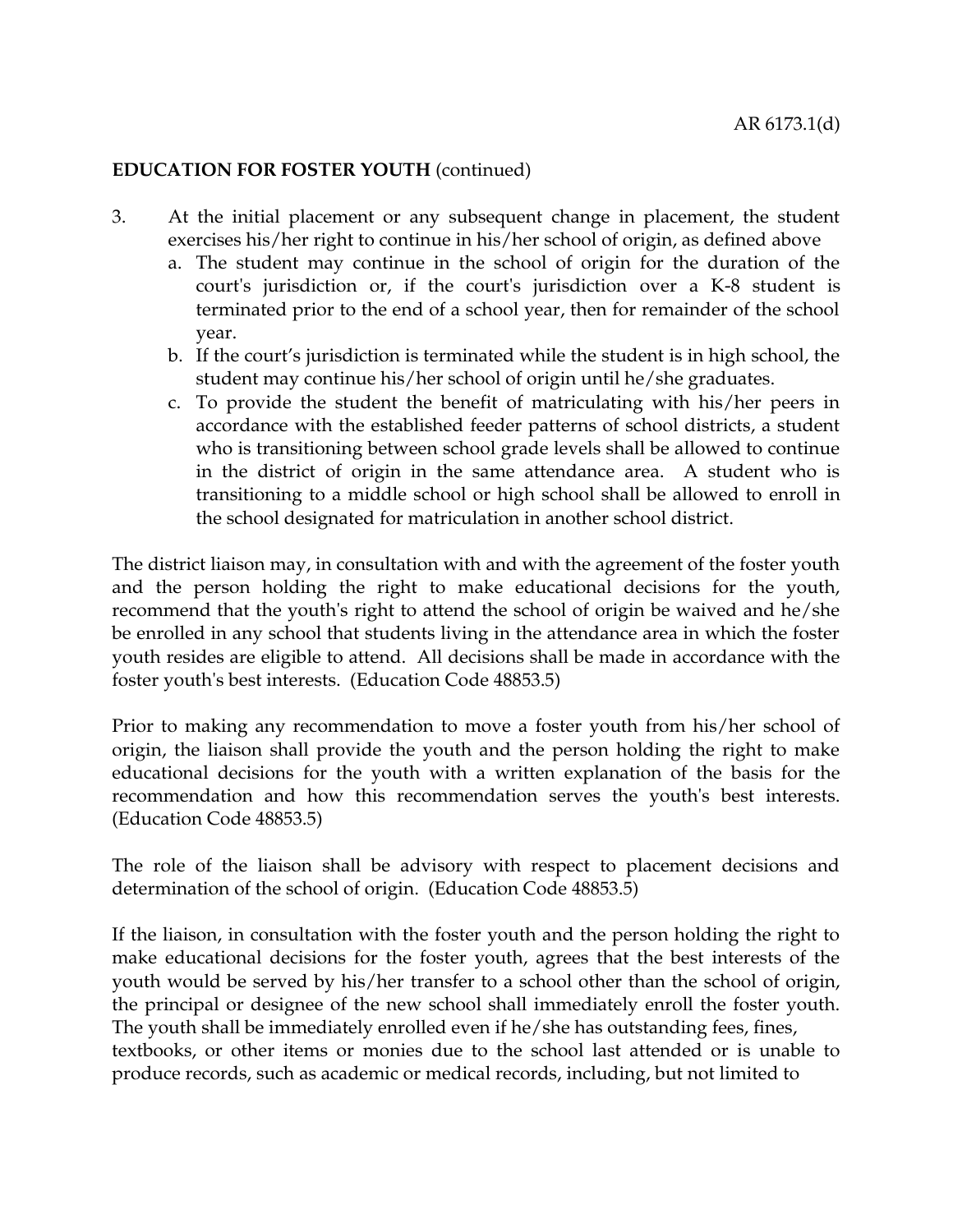**EDUCATION FOR FOSTER YOUTH** (continued)

3. At the initial placement or any subsequent change in placement, the student exercises his/her right to continue in his/her school of origin, as defined above
   a. The student may continue in the school of origin for the duration of the court's jurisdiction or, if the court's jurisdiction over a K-8 student is terminated prior to the end of a school year, then for remainder of the school year.
   b. If the court's jurisdiction is terminated while the student is in high school, the student may continue his/her school of origin until he/she graduates.
   c. To provide the student the benefit of matriculating with his/her peers in accordance with the established feeder patterns of school districts, a student who is transitioning between school grade levels shall be allowed to continue in the district of origin in the same attendance area. A student who is transitioning to a middle school or high school shall be allowed to enroll in the school designated for matriculation in another school district.

The district liaison may, in consultation with and with the agreement of the foster youth and the person holding the right to make educational decisions for the youth, recommend that the youth's right to attend the school of origin be waived and he/she be enrolled in any school that students living in the attendance area in which the foster youth resides are eligible to attend. All decisions shall be made in accordance with the foster youth's best interests. (Education Code 48853.5)

Prior to making any recommendation to move a foster youth from his/her school of origin, the liaison shall provide the youth and the person holding the right to make educational decisions for the youth with a written explanation of the basis for the recommendation and how this recommendation serves the youth's best interests. (Education Code 48853.5)

The role of the liaison shall be advisory with respect to placement decisions and determination of the school of origin. (Education Code 48853.5)

If the liaison, in consultation with the foster youth and the person holding the right to make educational decisions for the foster youth, agrees that the best interests of the youth would be served by his/her transfer to a school other than the school of origin, the principal or designee of the new school shall immediately enroll the foster youth. The youth shall be immediately enrolled even if he/she has outstanding fees, fines, textbooks, or other items or monies due to the school last attended or is unable to produce records, such as academic or medical records, including, but not limited to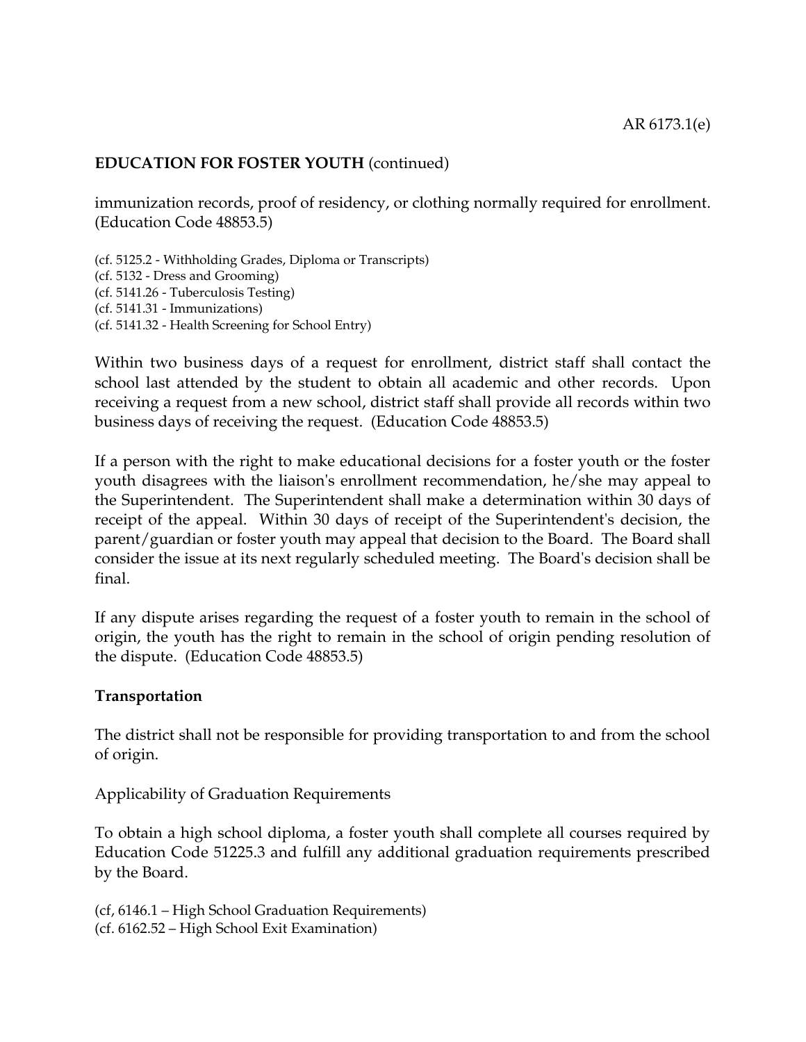immunization records, proof of residency, or clothing normally required for enrollment. (Education Code 48853.5)

(cf. 5125.2 - Withholding Grades, Diploma or Transcripts)
(cf. 5132 - Dress and Grooming)
(cf. 5141.26 - Tuberculosis Testing)
(cf. 5141.31 - Immunizations)
(cf. 5141.32 - Health Screening for School Entry)

Within two business days of a request for enrollment, district staff shall contact the school last attended by the student to obtain all academic and other records. Upon receiving a request from a new school, district staff shall provide all records within two business days of receiving the request. (Education Code 48853.5)

If a person with the right to make educational decisions for a foster youth or the foster youth disagrees with the liaison's enrollment recommendation, he/she may appeal to the Superintendent. The Superintendent shall make a determination within 30 days of receipt of the appeal. Within 30 days of receipt of the Superintendent's decision, the parent/guardian or foster youth may appeal that decision to the Board. The Board shall consider the issue at its next regularly scheduled meeting. The Board's decision shall be final.

If any dispute arises regarding the request of a foster youth to remain in the school of origin, the youth has the right to remain in the school of origin pending resolution of the dispute. (Education Code 48853.5)

**Transportation**

The district shall not be responsible for providing transportation to and from the school of origin.

Applicability of Graduation Requirements

To obtain a high school diploma, a foster youth shall complete all courses required by Education Code 51225.3 and fulfill any additional graduation requirements prescribed by the Board.

(cf, 6146.1 – High School Graduation Requirements)
(cf. 6162.52 – High School Exit Examination)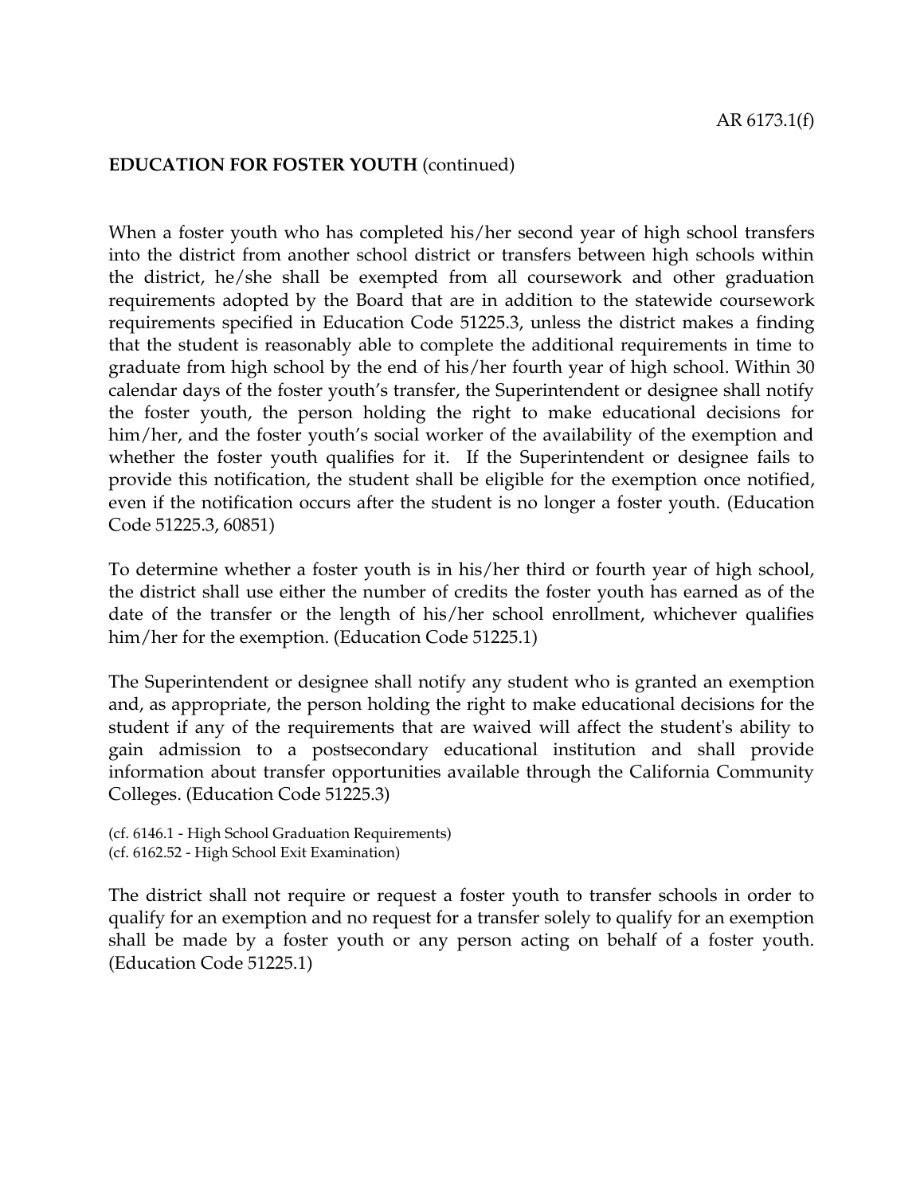When a foster youth who has completed his/her second year of high school transfers into the district from another school district or transfers between high schools within the district, he/she shall be exempted from all coursework and other graduation requirements adopted by the Board that are in addition to the statewide coursework requirements specified in Education Code 51225.3, unless the district makes a finding that the student is reasonably able to complete the additional requirements in time to graduate from high school by the end of his/her fourth year of high school. Within 30 calendar days of the foster youth's transfer, the Superintendent or designee shall notify the foster youth, the person holding the right to make educational decisions for him/her, and the foster youth's social worker of the availability of the exemption and whether the foster youth qualifies for it. If the Superintendent or designee fails to provide this notification, the student shall be eligible for the exemption once notified, even if the notification occurs after the student is no longer a foster youth. (Education Code 51225.3, 60851)

To determine whether a foster youth is in his/her third or fourth year of high school, the district shall use either the number of credits the foster youth has earned as of the date of the transfer or the length of his/her school enrollment, whichever qualifies him/her for the exemption. (Education Code 51225.1)

The Superintendent or designee shall notify any student who is granted an exemption and, as appropriate, the person holding the right to make educational decisions for the student if any of the requirements that are waived will affect the student's ability to gain admission to a postsecondary educational institution and shall provide information about transfer opportunities available through the California Community Colleges. (Education Code 51225.3)

(cf. 6146.1 - High School Graduation Requirements)
(cf. 6162.52 - High School Exit Examination)

The district shall not require or request a foster youth to transfer schools in order to qualify for an exemption and no request for a transfer solely to qualify for an exemption shall be made by a foster youth or any person acting on behalf of a foster youth. (Education Code 51225.1)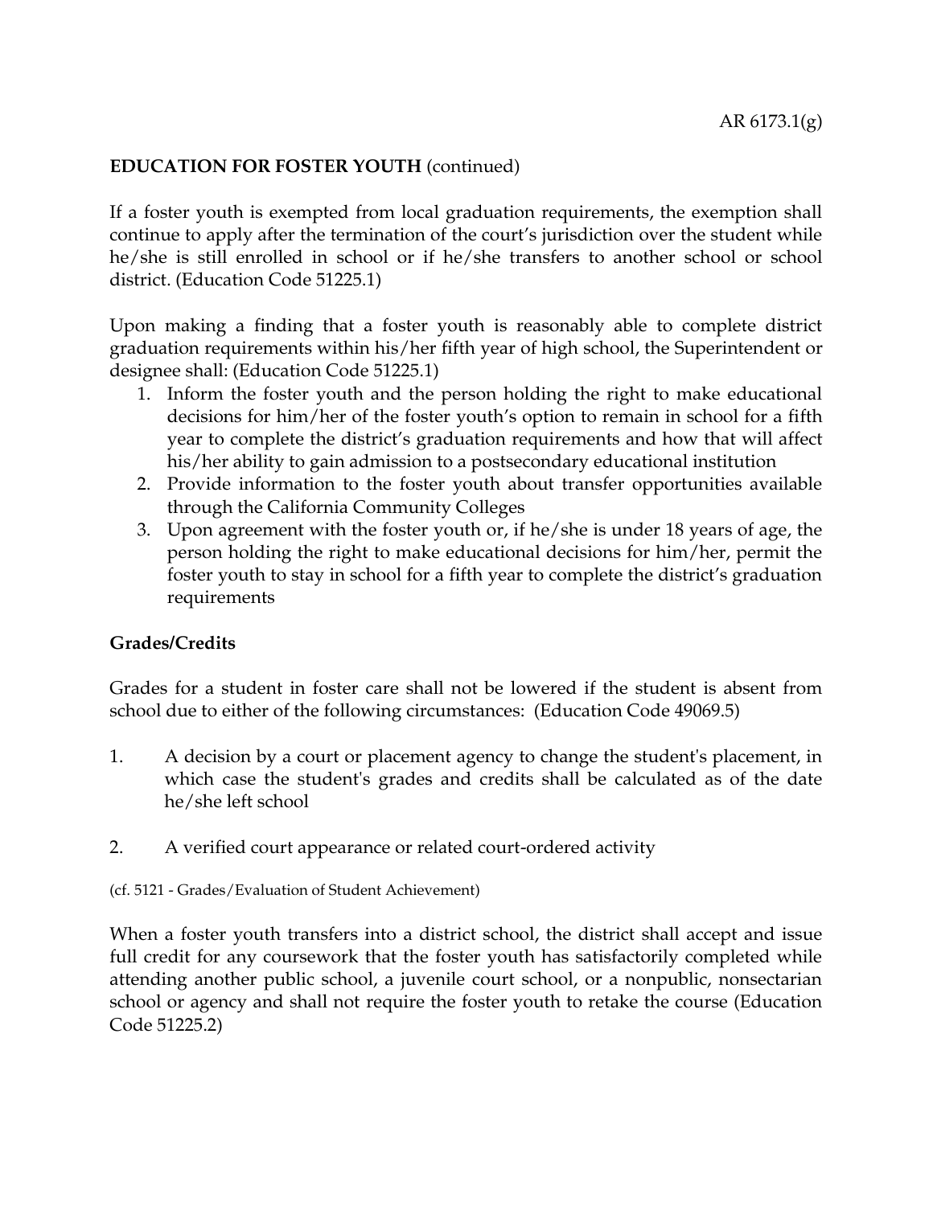**EDUCATION FOR FOSTER YOUTH** (continued)

If a foster youth is exempted from local graduation requirements, the exemption shall continue to apply after the termination of the court's jurisdiction over the student while he/she is still enrolled in school or if he/she transfers to another school or school district. (Education Code 51225.1)

Upon making a finding that a foster youth is reasonably able to complete district graduation requirements within his/her fifth year of high school, the Superintendent or designee shall: (Education Code 51225.1)

1. Inform the foster youth and the person holding the right to make educational decisions for him/her of the foster youth's option to remain in school for a fifth year to complete the district's graduation requirements and how that will affect his/her ability to gain admission to a postsecondary educational institution
2. Provide information to the foster youth about transfer opportunities available through the California Community Colleges
3. Upon agreement with the foster youth or, if he/she is under 18 years of age, the person holding the right to make educational decisions for him/her, permit the foster youth to stay in school for a fifth year to complete the district's graduation requirements

**Grades/Credits**

Grades for a student in foster care shall not be lowered if the student is absent from school due to either of the following circumstances: (Education Code 49069.5)

1. A decision by a court or placement agency to change the student's placement, in which case the student's grades and credits shall be calculated as of the date he/she left school
2. A verified court appearance or related court-ordered activity

(cf. 5121 - Grades/Evaluation of Student Achievement)

When a foster youth transfers into a district school, the district shall accept and issue full credit for any coursework that the foster youth has satisfactorily completed while attending another public school, a juvenile court school, or a nonpublic, nonsectarian school or agency and shall not require the foster youth to retake the course (Education Code 51225.2)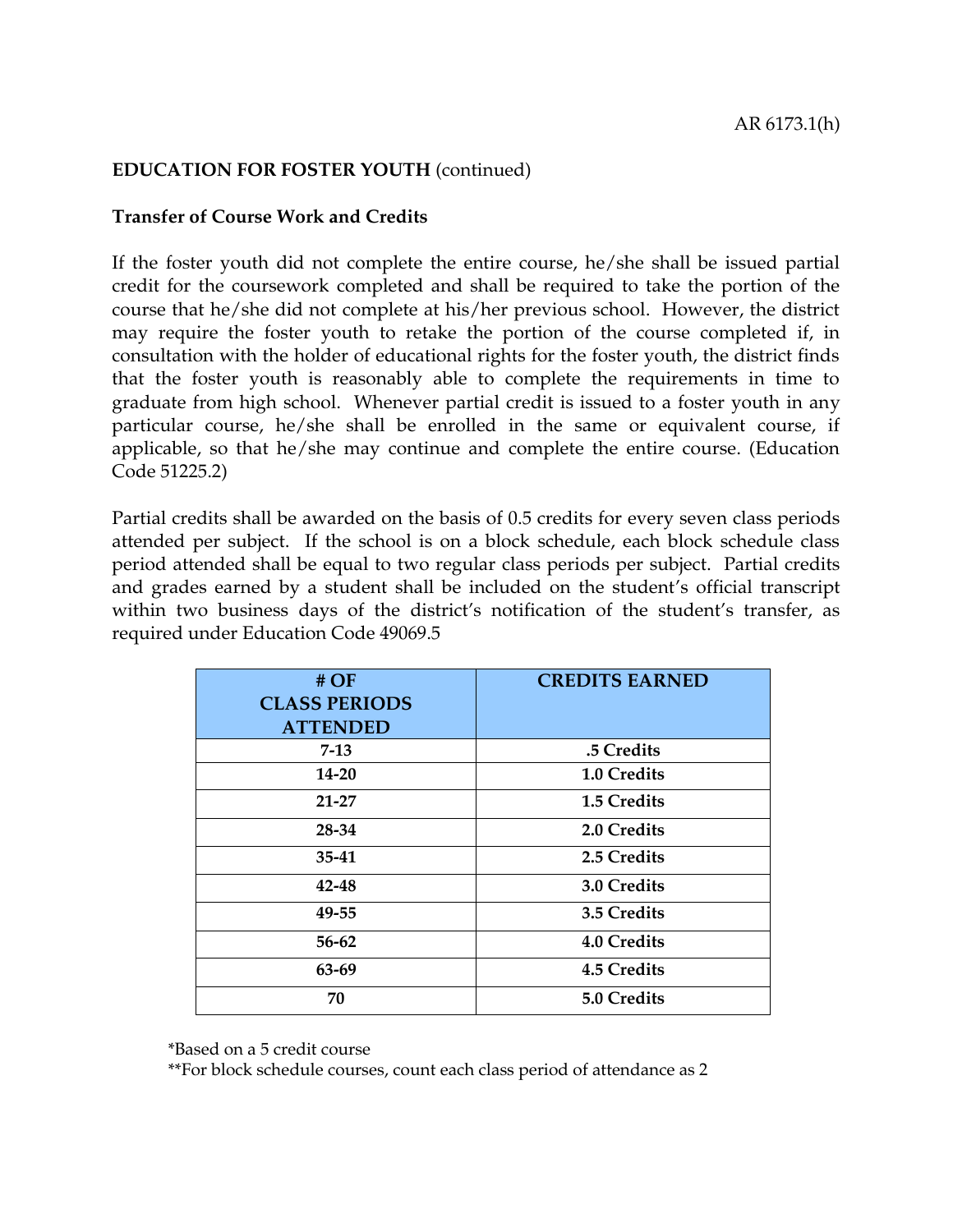**EDUCATION FOR FOSTER YOUTH** (continued)

**Transfer of Course Work and Credits**

If the foster youth did not complete the entire course, he/she shall be issued partial credit for the coursework completed and shall be required to take the portion of the course that he/she did not complete at his/her previous school. However, the district may require the foster youth to retake the portion of the course completed if, in consultation with the holder of educational rights for the foster youth, the district finds that the foster youth is reasonably able to complete the requirements in time to graduate from high school. Whenever partial credit is issued to a foster youth in any particular course, he/she shall be enrolled in the same or equivalent course, if applicable, so that he/she may continue and complete the entire course. (Education Code 51225.2)

Partial credits shall be awarded on the basis of 0.5 credits for every seven class periods attended per subject. If the school is on a block schedule, each block schedule class period attended shall be equal to two regular class periods per subject. Partial credits and grades earned by a student shall be included on the student's official transcript within two business days of the district's notification of the student's transfer, as required under Education Code 49069.5

| # OF CLASS PERIODS ATTENDED | CREDITS EARNED |
|---|---|
| 7-13 | .5 Credits |
| 14-20 | 1.0 Credits |
| 21-27 | 1.5 Credits |
| 28-34 | 2.0 Credits |
| 35-41 | 2.5 Credits |
| 42-48 | 3.0 Credits |
| 49-55 | 3.5 Credits |
| 56-62 | 4.0 Credits |
| 63-69 | 4.5 Credits |
| 70 | 5.0 Credits |

*Based on a 5 credit course
**For block schedule courses, count each class period of attendance as 2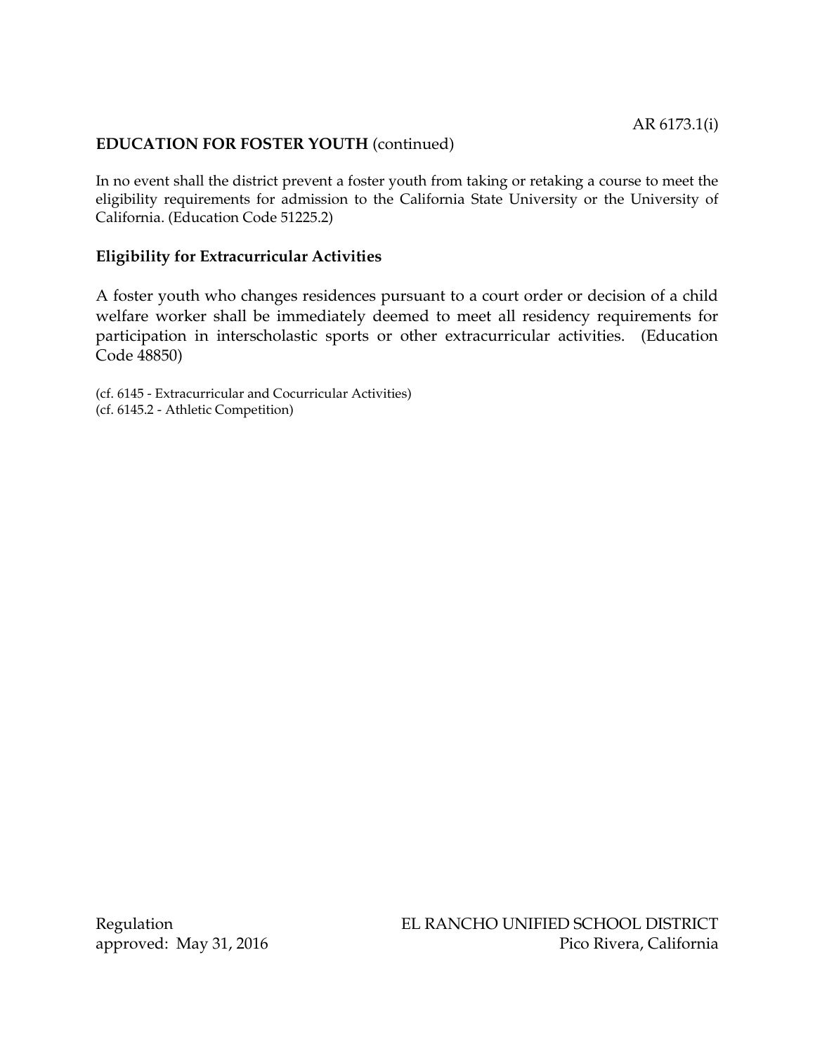In no event shall the district prevent a foster youth from taking or retaking a course to meet the eligibility requirements for admission to the California State University or the University of California. (Education Code 51225.2)

## Eligibility for Extracurricular Activities

A foster youth who changes residences pursuant to a court order or decision of a child welfare worker shall be immediately deemed to meet all residency requirements for participation in interscholastic sports or other extracurricular activities. (Education Code 48850)

(cf. 6145 - Extracurricular and Cocurricular Activities)
(cf. 6145.2 - Athletic Competition)

Regulation
approved: May 31, 2016

EL RANCHO UNIFIED SCHOOL DISTRICT
Pico Rivera, California